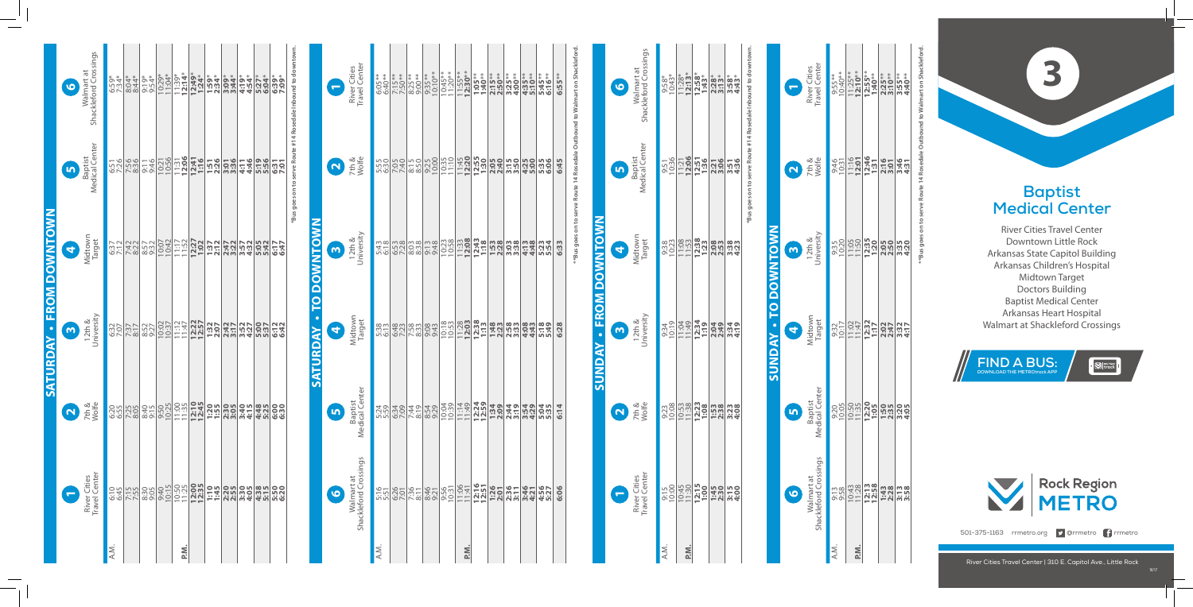# 3

## Baptist Medical Center

River Cities Travel Center
Downtown Little Rock
Arkansas State Capitol Building
Arkansas Children's Hospital
Midtown Target
Doctors Building
Baptist Medical Center
Arkansas Heart Hospital
Walmart at Shackleford Crossings

**FIND A BUS:** DOWNLOAD THE METROtrack APP

Rock Region METRO

501-375-1163 rrmetro.org @rrmetro rrmetro

River Cities Travel Center | 310 E. Capitol Ave., Little Rock

## SATURDAY • FROM DOWNTOWN

| | 1 River Cities Travel Center | 2 7th & Wolfe | 3 12th & University | 4 Midtown Target | 5 Baptist Medical Center | 6 Walmart at Shackleford Crossings |
|---|---|---|---|---|---|---|
| A.M. | 6:10 | 6:20 | 6:32 | 6:37 | 6:51 | 6:59* |
| | 6:45 | 6:55 | 7:07 | 7:12 | 7:26 | 7:34* |
| | 7:15 | 7:25 | 7:37 | 7:42 | 7:56 | 8:04* |
| | 7:55 | 8:05 | 8:17 | 8:22 | 8:36 | 8:44* |
| | 8:30 | 8:40 | 8:52 | 8:57 | 9:11 | 9:19* |
| | 9:05 | 9:15 | 9:27 | 9:32 | 9:46 | 9:54* |
| | 9:40 | 9:50 | 10:02 | 10:07 | 10:21 | 10:29* |
| | 10:15 | 10:25 | 10:37 | 10:42 | 10:56 | 11:04* |
| | 10:50 | 11:00 | 11:12 | 11:17 | 11:31 | 11:39* |
| P.M. | 11:25 | 11:35 | 11:47 | 11:52 | 12:06 | 12:14* |
| | 12:00 | 12:10 | 12:22 | 12:27 | 12:41 | 12:49* |
| | 12:35 | 12:45 | 12:57 | 1:02 | 1:16 | 1:24* |
| | 1:10 | 1:20 | 1:32 | 1:37 | 1:51 | 1:59* |
| | 1:45 | 1:55 | 2:07 | 2:12 | 2:26 | 2:34* |
| | 2:20 | 2:30 | 2:42 | 2:47 | 3:01 | 3:09* |
| | 2:55 | 3:05 | 3:17 | 3:22 | 3:36 | 3:44* |
| | 3:30 | 3:40 | 3:52 | 3:57 | 4:11 | 4:19* |
| | 4:05 | 4:15 | 4:27 | 4:32 | 4:46 | 4:54* |
| | 4:38 | 4:48 | 5:00 | 5:05 | 5:19 | 5:27* |
| | 5:15 | 5:25 | 5:37 | 5:42 | 5:56 | 6:04* |
| | 5:50 | 6:00 | 6:12 | 6:17 | 6:31 | 6:39* |
| | 6:20 | 6:30 | 6:42 | 6:47 | 7:01 | 7:09* |

*Bus goes on to serve Route #14 Rosedale Inbound to downtown.

## SATURDAY • TO DOWNTOWN

| | 6 Walmart at Shackleford Crossings | 5 Baptist Medical Center | 4 Midtown Target | 3 12th & University | 2 7th & Wolfe | 1 River Cities Travel Center |
|---|---|---|---|---|---|---|
| A.M. | 5:16 | 5:24 | 5:38 | 5:43 | 5:55 | 6:05** |
| | 5:51 | 5:59 | 6:13 | 6:18 | 6:30 | 6:40** |
| | 6:26 | 6:34 | 6:48 | 6:53 | 7:05 | 7:15** |
| | 7:01 | 7:09 | 7:23 | 7:28 | 7:40 | 7:50** |
| | 7:36 | 7:44 | 7:58 | 8:03 | 8:15 | 8:25** |
| | 8:11 | 8:19 | 8:33 | 8:38 | 8:50 | 9:00** |
| | 8:46 | 8:54 | 9:08 | 9:13 | 9:25 | 9:35** |
| | 9:21 | 9:29 | 9:43 | 9:48 | 10:00 | 10:10** |
| | 9:56 | 10:04 | 10:18 | 10:23 | 10:35 | 10:45** |
| | 10:31 | 10:39 | 10:53 | 10:58 | 11:10 | 11:20** |
| P.M. | 11:06 | 11:14 | 11:28 | 11:33 | 11:45 | 11:55** |
| | 11:41 | 11:49 | 12:03 | 12:08 | 12:20 | 12:30** |
| | 12:16 | 12:24 | 12:38 | 12:43 | 12:55 | 1:05** |
| | 12:51 | 12:59 | 1:13 | 1:18 | 1:30 | 1:40** |
| | 1:26 | 1:34 | 1:48 | 1:53 | 2:05 | 2:15** |
| | 2:01 | 2:09 | 2:23 | 2:28 | 2:40 | 2:50** |
| | 2:36 | 2:44 | 2:58 | 3:03 | 3:15 | 3:25** |
| | 3:11 | 3:19 | 3:33 | 3:38 | 3:50 | 4:00** |
| | 3:46 | 3:54 | 4:08 | 4:13 | 4:25 | 4:35** |
| | 4:21 | 4:29 | 4:43 | 4:48 | 5:00 | 5:10** |
| | 4:56 | 5:04 | 5:18 | 5:23 | 5:35 | 5:45** |
| | 5:27 | 5:35 | 5:49 | 5:54 | 6:06 | 6:16** |
| | 6:06 | 6:14 | 6:28 | 6:33 | 6:45 | 6:55** |

**Bus goes on to serve Route 14 Rosedale Outbound to Walmart on Shackleford.

## SUNDAY • FROM DOWNTOWN

| | 1 River Cities Travel Center | 2 7th & Wolfe | 3 12th & University | 4 Midtown Target | 5 Baptist Medical Center | 6 Walmart at Shackleford Crossings |
|---|---|---|---|---|---|---|
| A.M. | 9:15 | 9:23 | 9:34 | 9:38 | 9:51 | 9:58* |
| | 10:00 | 10:08 | 10:19 | 10:23 | 10:36 | 10:43* |
| | 10:45 | 10:53 | 11:04 | 11:08 | 11:21 | 11:28* |
| P.M. | 11:30 | 11:38 | 11:49 | 11:53 | 12:06 | 12:13* |
| | 12:15 | 12:23 | 12:34 | 12:38 | 12:51 | 12:58* |
| | 1:00 | 1:08 | 1:19 | 1:23 | 1:36 | 1:43* |
| | 1:45 | 1:53 | 2:04 | 2:08 | 2:21 | 2:28* |
| | 2:30 | 2:38 | 2:49 | 2:53 | 3:06 | 3:13* |
| | 3:15 | 3:23 | 3:34 | 3:38 | 3:51 | 3:58* |
| | 4:00 | 4:08 | 4:19 | 4:23 | 4:36 | 4:43* |

*Bus goes on to serve Route #14 Rosedale Inbound to downtown.

## SUNDAY • TO DOWNTOWN

| | 6 Walmart at Shackleford Crossings | 5 Baptist Medical Center | 4 Midtown Target | 3 12th & University | 2 7th & Wolfe | 1 River Cities Travel Center |
|---|---|---|---|---|---|---|
| A.M. | 9:13 | 9:20 | 9:32 | 9:35 | 9:46 | 9:55** |
| | 9:58 | 10:05 | 10:17 | 10:20 | 10:31 | 10:40** |
| P.M. | 10:43 | 10:50 | 11:02 | 11:05 | 11:16 | 11:25** |
| | 11:28 | 11:35 | 11:47 | 11:50 | 12:01 | 12:10** |
| | 12:13 | 12:20 | 12:32 | 12:35 | 12:46 | 12:55** |
| | 12:58 | 1:05 | 1:17 | 1:20 | 1:31 | 1:40** |
| | 1:43 | 1:50 | 2:02 | 2:05 | 2:16 | 2:25** |
| | 2:28 | 2:35 | 2:47 | 2:50 | 3:01 | 3:10** |
| | 3:13 | 3:20 | 3:32 | 3:35 | 3:46 | 3:55** |
| | 3:58 | 4:05 | 4:17 | 4:20 | 4:31 | 4:40** |

**Bus goes on to serve Route 14 Rosedale Outbound to Walmart on Shackleford.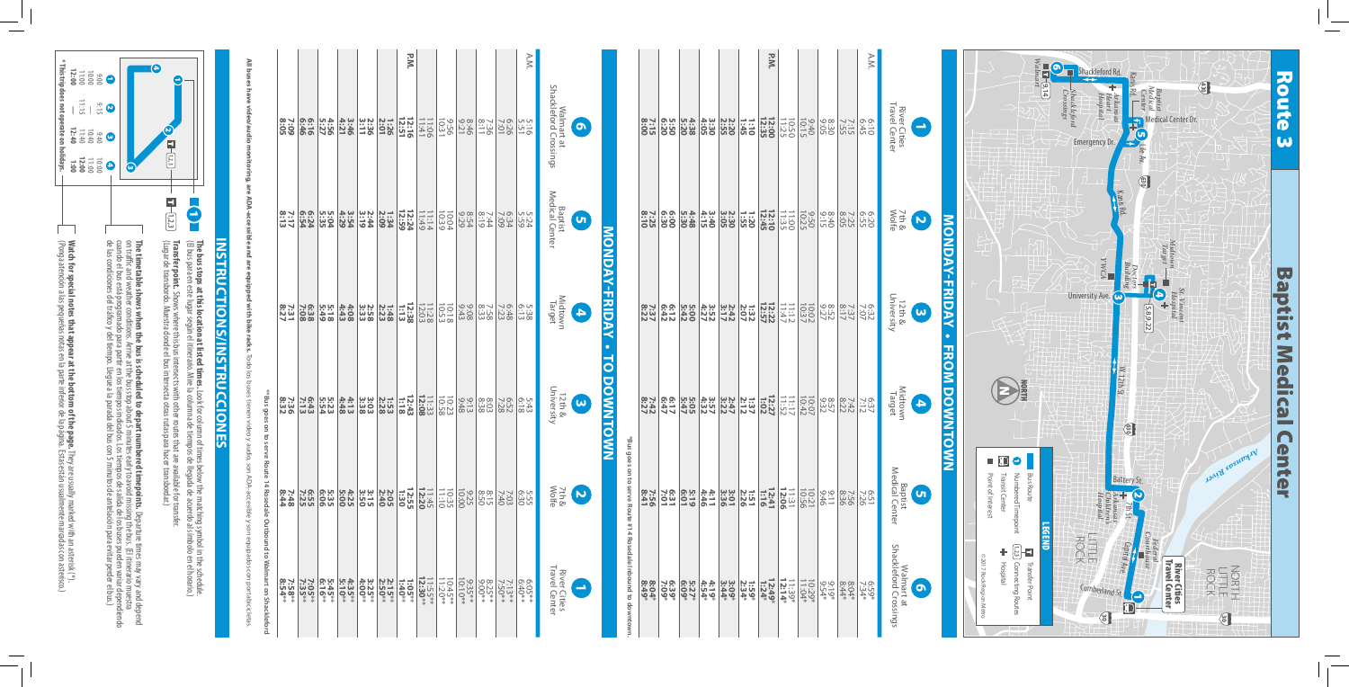# Route 3 Baptist Medical Center

**LEGEND**

- Bus Route
- Numbered Timepoint
- Transit Center
- Point of Interest
- Transfer Point
- 1,2,3 Connecting Routes
- Hospital

©2017 Rock Region Metro

## MONDAY-FRIDAY • FROM DOWNTOWN

| | 1 River Cities Travel Center | 2 7th & Wolfe | 3 12th & University | 4 Midtown Target | 5 Baptist Medical Center | 6 Walmart at Shackleford Crossings |
|---|---|---|---|---|---|---|
| A.M. | 6:10 | 6:20 | 6:32 | 6:37 | 6:51 | 6:59* |
| | 6:45 | 6:55 | 7:07 | 7:12 | 7:26 | 7:34* |
| | 7:15 | 7:25 | 7:37 | 7:42 | 7:56 | 8:04* |
| | 7:55 | 8:05 | 8:17 | 8:22 | 8:36 | 8:44* |
| | 8:30 | 8:40 | 8:52 | 8:57 | 9:11 | 9:19* |
| | 9:05 | 9:15 | 9:27 | 9:32 | 9:46 | 9:54* |
| | 9:40 | 9:50 | 10:02 | 10:07 | 10:21 | 10:29* |
| | 10:15 | 10:25 | 10:37 | 10:42 | 10:56 | 11:04* |
| | 10:50 | 11:00 | 11:12 | 11:17 | 11:31 | 11:39* |
| | 11:25 | 11:35 | 11:47 | 11:52 | 12:06 | 12:14* |
| P.M. | 12:00 | 12:10 | 12:22 | 12:27 | 12:41 | 12:49* |
| | 12:35 | 12:45 | 12:57 | 1:02 | 1:16 | 1:24* |
| | 1:10 | 1:20 | 1:32 | 1:37 | 1:51 | 1:59* |
| | 1:45 | 1:55 | 2:07 | 2:12 | 2:26 | 2:34* |
| | 2:20 | 2:30 | 2:42 | 2:47 | 3:01 | 3:09* |
| | 2:55 | 3:05 | 3:17 | 3:22 | 3:36 | 3:44* |
| | 3:30 | 3:40 | 3:52 | 3:57 | 4:11 | 4:19* |
| | 4:05 | 4:15 | 4:27 | 4:32 | 4:46 | 4:54* |
| | 4:38 | 4:48 | 5:00 | 5:05 | 5:19 | 5:27* |
| | 5:20 | 5:30 | 5:42 | 5:47 | 6:01 | 6:09* |
| | 5:50 | 6:00 | 6:12 | 6:17 | 6:31 | 6:39* |
| | 6:20 | 6:30 | 6:42 | 6:47 | 7:01 | 7:09* |
| | 7:15 | 7:25 | 7:37 | 7:42 | 7:56 | 8:04* |
| | 8:00 | 8:10 | 8:22 | 8:27 | 8:41 | 8:49* |

*Bus goes on to serve Route 14 Rosedale Inbound to downtown.

## MONDAY-FRIDAY • TO DOWNTOWN

| | 6 Walmart at Shackleford Crossings | 5 Baptist Medical Center | 4 Midtown Target | 3 12th & University | 2 7th & Wolfe | 1 River Cities Travel Center |
|---|---|---|---|---|---|---|
| A.M. | 5:16 | 5:24 | 5:38 | 5:43 | 5:55 | 6:05** |
| | 5:51 | 5:59 | 6:13 | 6:18 | 6:30 | 6:40** |
| | 6:26 | 6:34 | 6:48 | 6:52 | 7:03 | 7:13** |
| | 7:01 | 7:09 | 7:23 | 7:28 | 7:40 | 7:50** |
| | 7:36 | 7:44 | 7:58 | 8:03 | 8:15 | 8:25** |
| | 8:11 | 8:19 | 8:33 | 8:38 | 8:50 | 9:00** |
| | 8:46 | 8:54 | 9:08 | 9:13 | 9:25 | 9:35** |
| | 9:21 | 9:29 | 9:43 | 9:48 | 10:00 | 10:10** |
| | 9:56 | 10:04 | 10:18 | 10:23 | 10:35 | 10:45** |
| | 10:31 | 10:39 | 10:53 | 10:58 | 11:10 | 11:20** |
| | 11:06 | 11:14 | 11:28 | 11:33 | 11:45 | 11:55** |
| | 11:41 | 11:49 | 12:03 | 12:08 | 12:20 | 12:30** |
| P.M. | 12:16 | 12:24 | 12:38 | 12:43 | 12:55 | 1:05** |
| | 12:51 | 12:59 | 1:13 | 1:18 | 1:30 | 1:40** |
| | 1:26 | 1:34 | 1:48 | 1:53 | 2:05 | 2:15** |
| | 2:01 | 2:09 | 2:23 | 2:28 | 2:40 | 2:50** |
| | 2:36 | 2:44 | 2:58 | 3:03 | 3:15 | 3:25** |
| | 3:11 | 3:19 | 3:33 | 3:38 | 3:50 | 4:00** |
| | 3:46 | 3:54 | 4:08 | 4:13 | 4:25 | 4:35** |
| | 4:21 | 4:29 | 4:43 | 4:48 | 5:00 | 5:10** |
| | 4:56 | 5:04 | 5:18 | 5:23 | 5:35 | 5:45** |
| | 5:27 | 5:35 | 5:49 | 5:54 | 6:06 | 6:16** |
| | 6:16 | 6:24 | 6:38 | 6:43 | 6:55 | 7:05** |
| | 6:46 | 6:54 | 7:08 | 7:13 | 7:25 | 7:35** |
| | 7:09 | 7:17 | 7:31 | 7:36 | 7:48 | 7:58** |
| | 8:05 | 8:13 | 8:27 | 8:32 | 8:44 | 8:54** |

**Bus goes on to serve Route 14 Rosedale Outbound to Walmart on Shackleford

**All buses have video/audio monitoring, are ADA-accessible and are equipped with bike racks.** Todos los buses tienen video y audio, son ADA-accesible y son equipados con portabicicletas.

## INSTRUCTIONS/INSTRUCCIONES

**The bus stops at this location at listed times.** Look for column of times below the matching symbol in the schedule. (El bus para en este lugar según el itinerario. Mire la columna de tiempo de llegada de acuerdo al símbolo en el horario.)

**Transfer point.** Shows where this bus intersects with other routes that are available for transfer. (Lugar de transbordo. Muestra donde el bus intersecta otras rutas para hacer el transbordo.)

**The timetable shows when the bus is scheduled to depart numbered timepoints.** Departure times may vary and depend on traffic and weather conditions. Arrive at the bus stop about 5 minutes early to avoid missing the bus. (El itinerario muestra cuando el bus está programado para partir en los tiempos señalados. Los tiempos de salida de los buses pueden variar dependiendo de las condiciones del tráfico y del tiempo. Llegue a la parada del bus con 5 minutos de anticipación para evitar perder el bus.)

| 1 | 2 | 3 | 4 |
|---|---|---|---|
| 9:00 | 9:15 | 9:40 | 10:00 |
| 10:00 | 10:15 | 10:40 | 11:00 |
| 11:00 | 11:15 | 11:40 | 12:00 |
| 12:00 | — | 12:40 | 1:00 |

* This trip does not operate on holidays.

**Watch for special notes that appear at the bottom of the page.** They are usually marked with an asterisk (*). (Ponga atención a las pequeñas notas en la parte inferior de la página. Estas están usualmente marcadas con asterisco.)